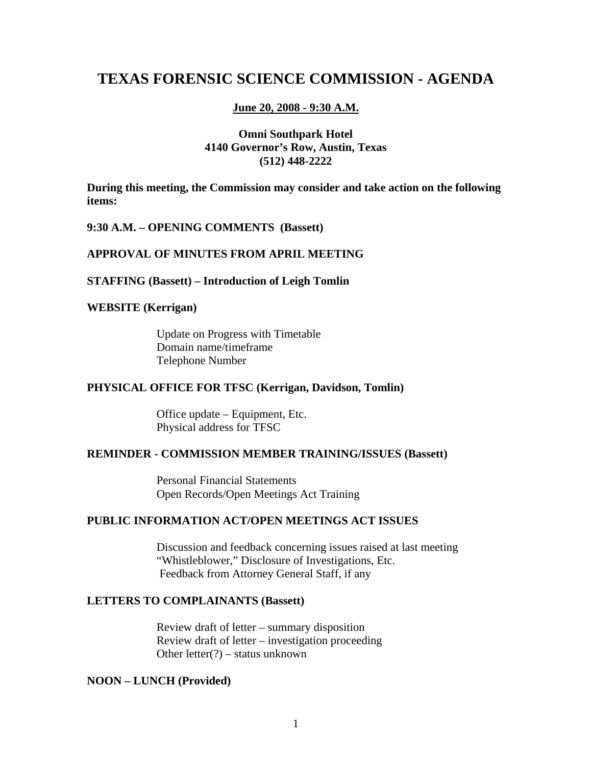# TEXAS FORENSIC SCIENCE COMMISSION - AGENDA

**June 20, 2008 - 9:30 A.M.**

**Omni Southpark Hotel**
**4140 Governor's Row, Austin, Texas**
**(512) 448-2222**

**During this meeting, the Commission may consider and take action on the following items:**

**9:30 A.M. – OPENING COMMENTS (Bassett)**

**APPROVAL OF MINUTES FROM APRIL MEETING**

**STAFFING (Bassett) – Introduction of Leigh Tomlin**

**WEBSITE (Kerrigan)**

- Update on Progress with Timetable
- Domain name/timeframe
- Telephone Number

**PHYSICAL OFFICE FOR TFSC (Kerrigan, Davidson, Tomlin)**

- Office update – Equipment, Etc.
- Physical address for TFSC

**REMINDER - COMMISSION MEMBER TRAINING/ISSUES (Bassett)**

- Personal Financial Statements
- Open Records/Open Meetings Act Training

**PUBLIC INFORMATION ACT/OPEN MEETINGS ACT ISSUES**

- Discussion and feedback concerning issues raised at last meeting
- "Whistleblower," Disclosure of Investigations, Etc.
- Feedback from Attorney General Staff, if any

**LETTERS TO COMPLAINANTS (Bassett)**

- Review draft of letter – summary disposition
- Review draft of letter – investigation proceeding
- Other letter(?) – status unknown

**NOON – LUNCH (Provided)**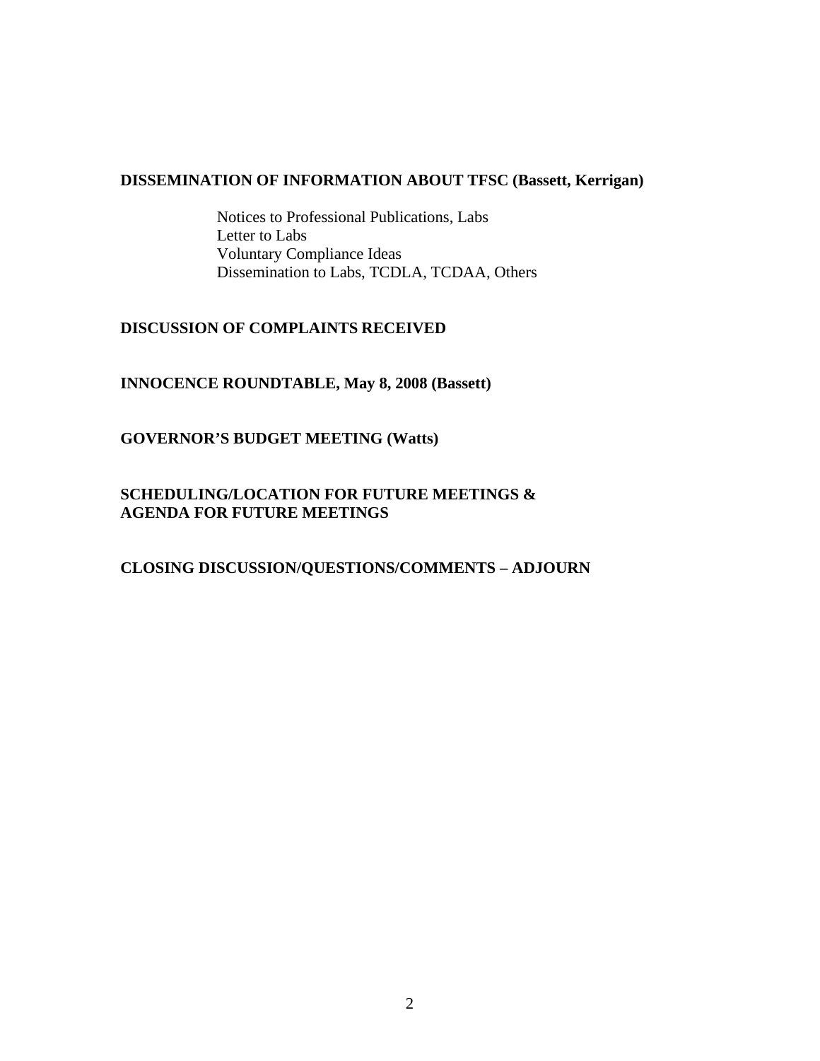**DISSEMINATION OF INFORMATION ABOUT TFSC (Bassett, Kerrigan)**

Notices to Professional Publications, Labs
Letter to Labs
Voluntary Compliance Ideas
Dissemination to Labs, TCDLA, TCDAA, Others

**DISCUSSION OF COMPLAINTS RECEIVED**

**INNOCENCE ROUNDTABLE, May 8, 2008 (Bassett)**

**GOVERNOR'S BUDGET MEETING (Watts)**

**SCHEDULING/LOCATION FOR FUTURE MEETINGS & AGENDA FOR FUTURE MEETINGS**

**CLOSING DISCUSSION/QUESTIONS/COMMENTS – ADJOURN**